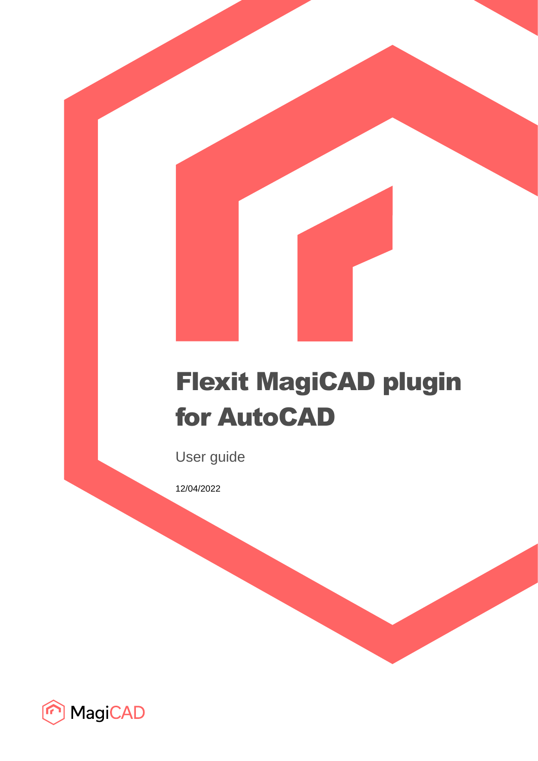# Flexit MagiCAD plugin for AutoCAD

User guide

12/04/2022

MagiCAD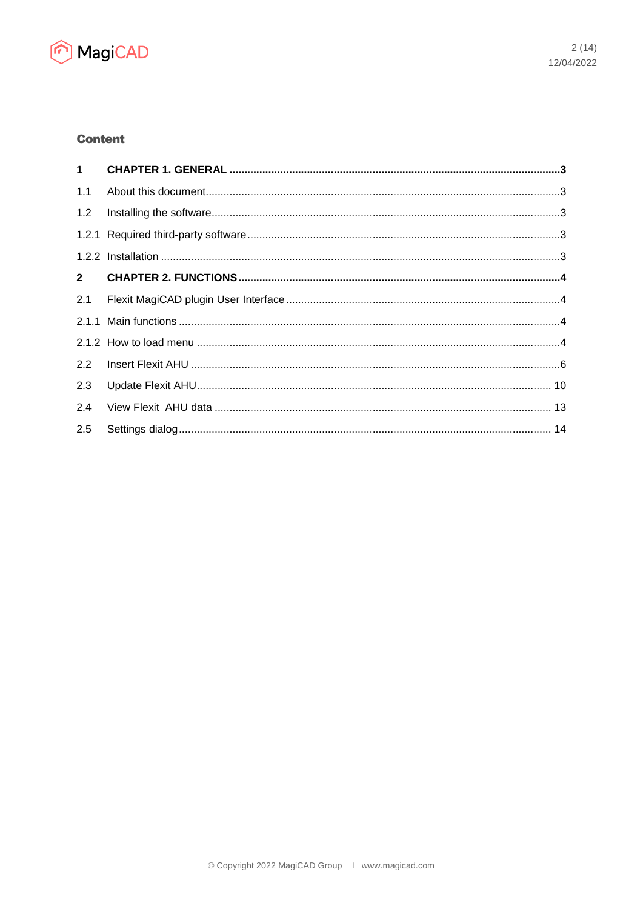## Content

| | | |
|---|---|---|
| **1** | **CHAPTER 1. GENERAL** | **3** |
| 1.1 | About this document | 3 |
| 1.2 | Installing the software | 3 |
| 1.2.1 | Required third-party software | 3 |
| 1.2.2 | Installation | 3 |
| **2** | **CHAPTER 2. FUNCTIONS** | **4** |
| 2.1 | Flexit MagiCAD plugin User Interface | 4 |
| 2.1.1 | Main functions | 4 |
| 2.1.2 | How to load menu | 4 |
| 2.2 | Insert Flexit AHU | 6 |
| 2.3 | Update Flexit AHU | 10 |
| 2.4 | View Flexit AHU data | 13 |
| 2.5 | Settings dialog | 14 |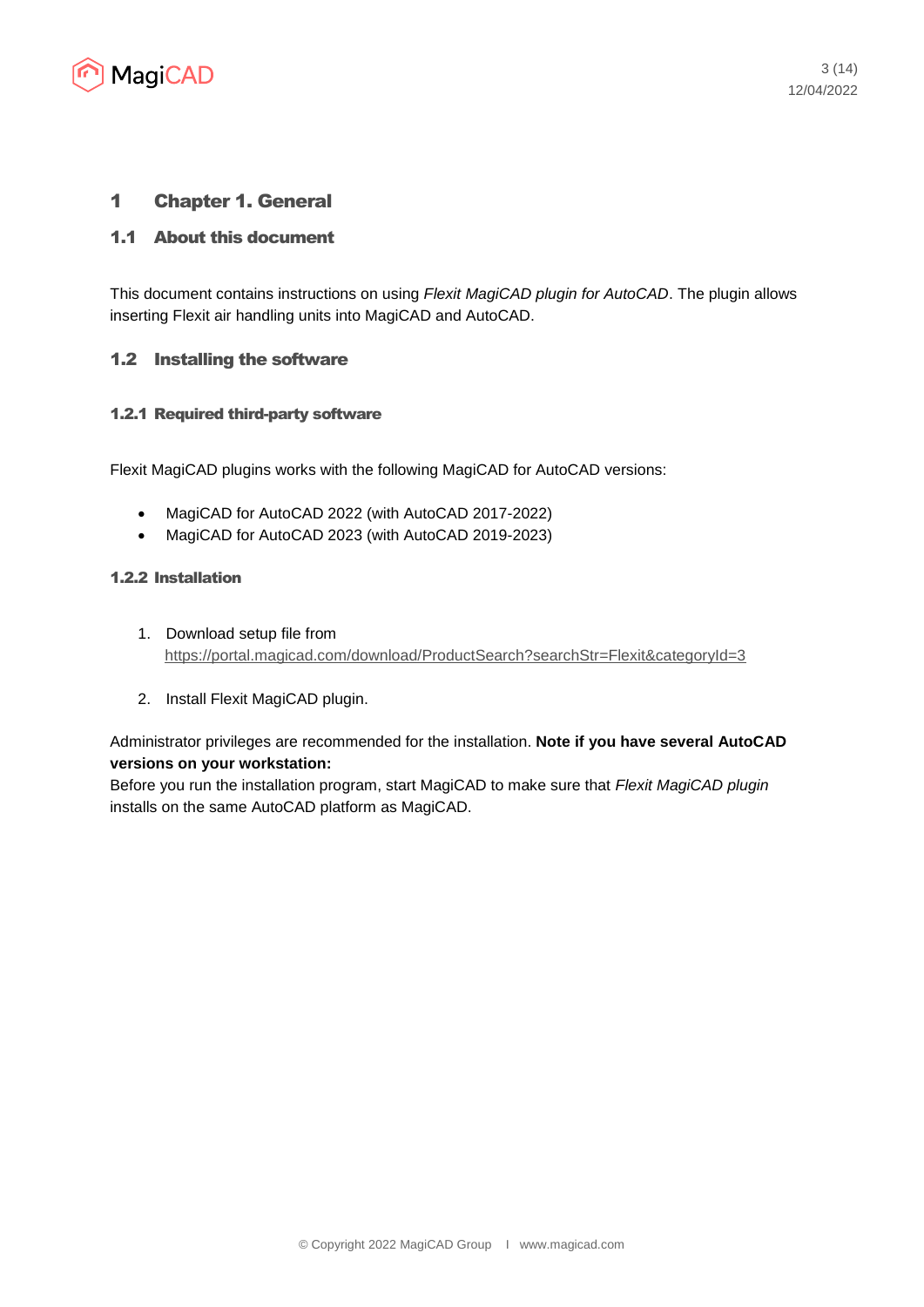# 1 Chapter 1. General

## 1.1 About this document

This document contains instructions on using *Flexit MagiCAD plugin for AutoCAD*. The plugin allows inserting Flexit air handling units into MagiCAD and AutoCAD.

## 1.2 Installing the software

### 1.2.1 Required third-party software

Flexit MagiCAD plugins works with the following MagiCAD for AutoCAD versions:

- MagiCAD for AutoCAD 2022 (with AutoCAD 2017-2022)
- MagiCAD for AutoCAD 2023 (with AutoCAD 2019-2023)

### 1.2.2 Installation

1. Download setup file from https://portal.magicad.com/download/ProductSearch?searchStr=Flexit&categoryId=3

2. Install Flexit MagiCAD plugin.

Administrator privileges are recommended for the installation. **Note if you have several AutoCAD versions on your workstation:**
Before you run the installation program, start MagiCAD to make sure that *Flexit MagiCAD plugin* installs on the same AutoCAD platform as MagiCAD.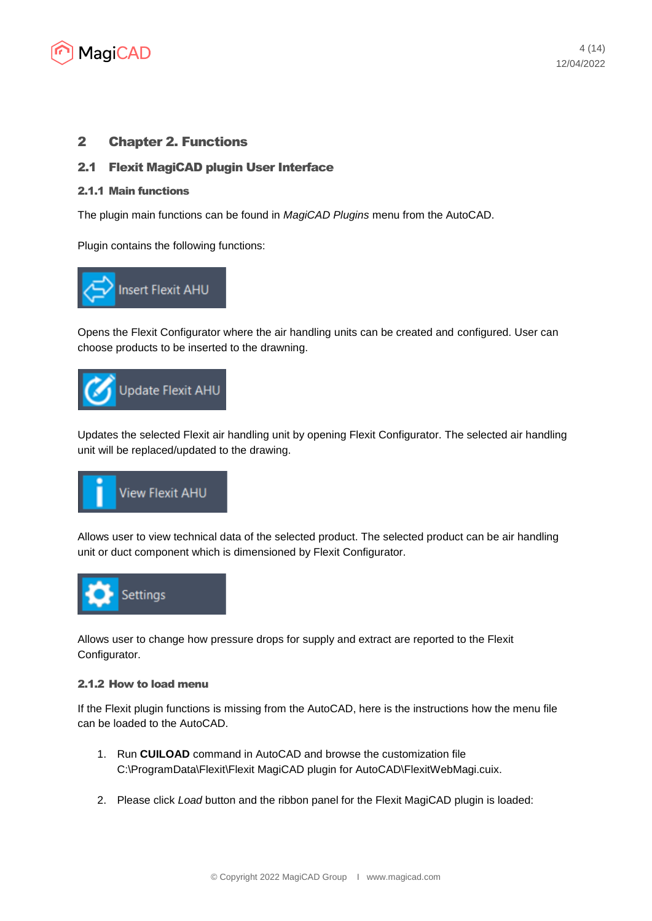# 2 Chapter 2. Functions

## 2.1 Flexit MagiCAD plugin User Interface

### 2.1.1 Main functions

The plugin main functions can be found in *MagiCAD Plugins* menu from the AutoCAD.

Plugin contains the following functions:

Insert Flexit AHU

Opens the Flexit Configurator where the air handling units can be created and configured. User can choose products to be inserted to the drawning.

Update Flexit AHU

Updates the selected Flexit air handling unit by opening Flexit Configurator. The selected air handling unit will be replaced/updated to the drawing.

View Flexit AHU

Allows user to view technical data of the selected product. The selected product can be air handling unit or duct component which is dimensioned by Flexit Configurator.

Settings

Allows user to change how pressure drops for supply and extract are reported to the Flexit Configurator.

### 2.1.2 How to load menu

If the Flexit plugin functions is missing from the AutoCAD, here is the instructions how the menu file can be loaded to the AutoCAD.

1. Run **CUILOAD** command in AutoCAD and browse the customization file C:\ProgramData\Flexit\Flexit MagiCAD plugin for AutoCAD\FlexitWebMagi.cuix.

2. Please click *Load* button and the ribbon panel for the Flexit MagiCAD plugin is loaded: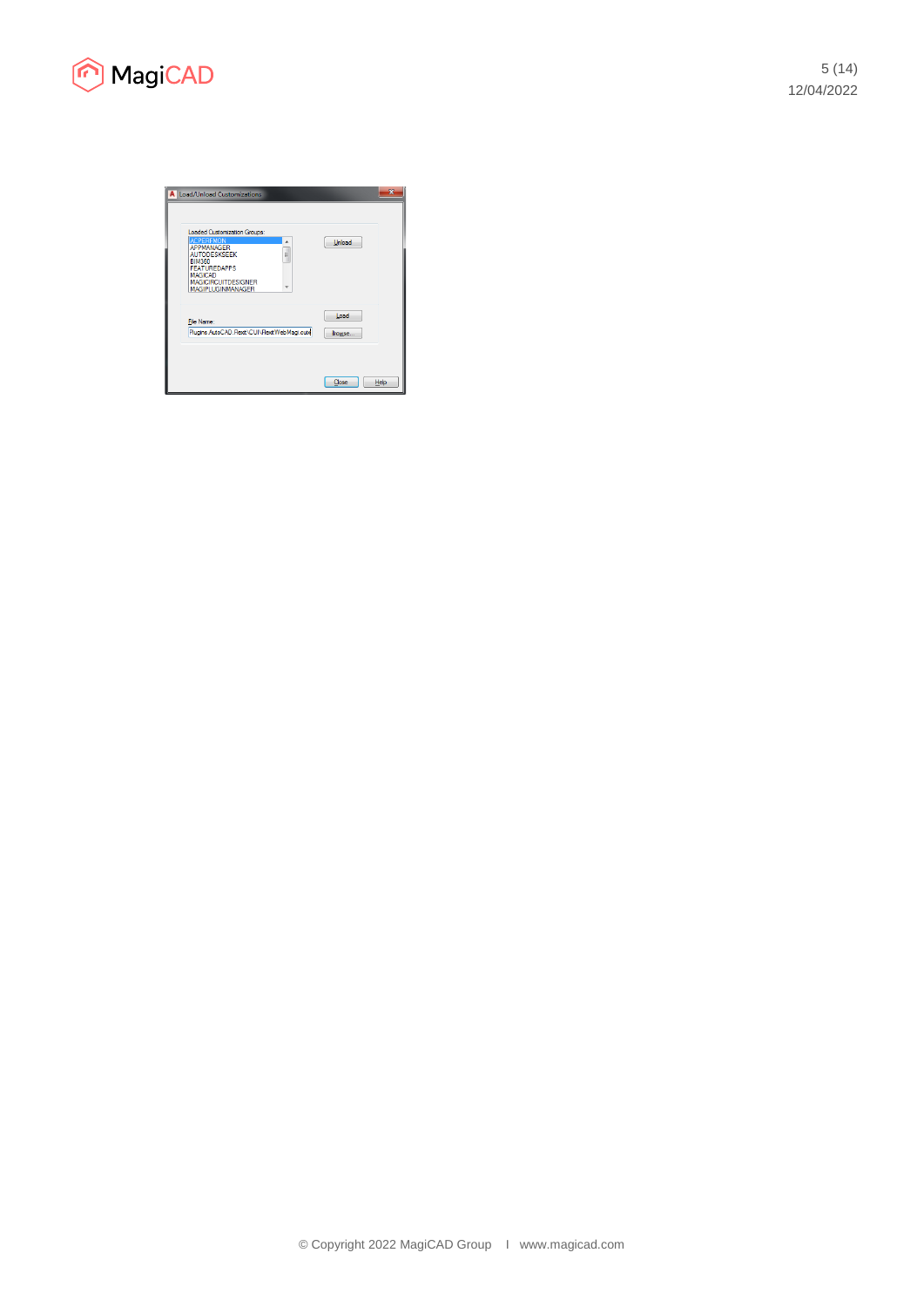Load/Unload Customizations

Loaded Customization Groups:

ACPERFMON
APPMANAGER
AUTODESKSEEK
BIM360
FEATUREDAPPS
MAGICAD
MAGICIRCUITDESIGNER
MAGIPLUGINMANAGER

Unload

Load

File Name:

Plugins.AutoCAD.Revit\CUIx\RevitWebMagi.cuix

Browse...

Close Help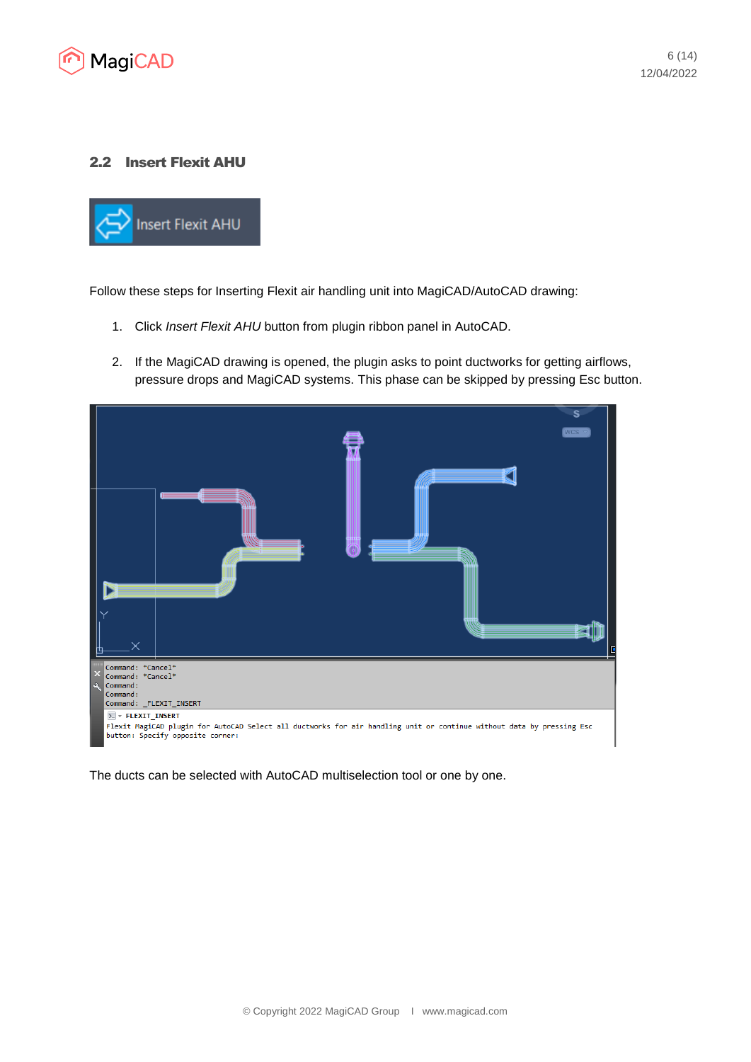## 2.2 Insert Flexit AHU

Follow these steps for Inserting Flexit air handling unit into MagiCAD/AutoCAD drawing:

1. Click *Insert Flexit AHU* button from plugin ribbon panel in AutoCAD.
2. If the MagiCAD drawing is opened, the plugin asks to point ductworks for getting airflows, pressure drops and MagiCAD systems. This phase can be skipped by pressing Esc button.

The ducts can be selected with AutoCAD multiselection tool or one by one.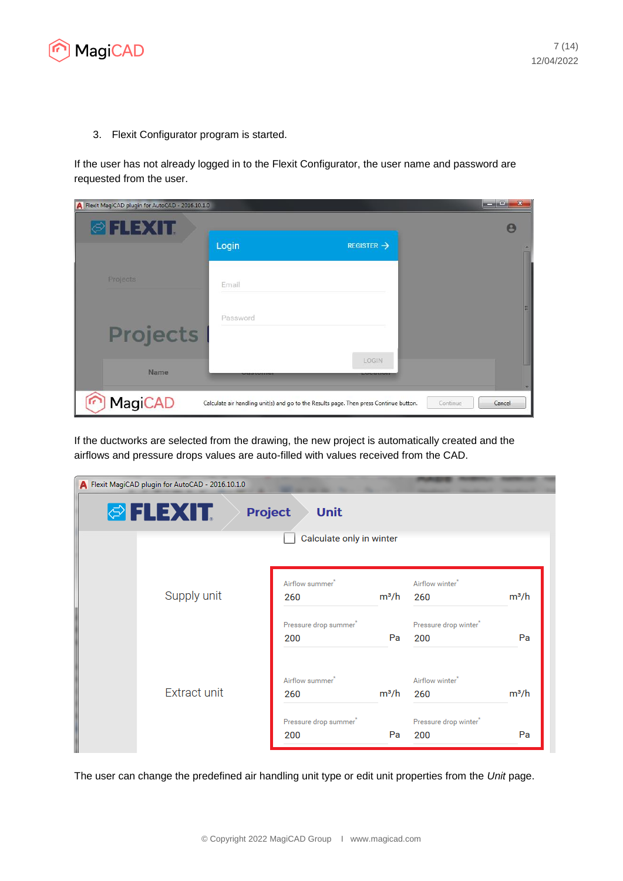3. Flexit Configurator program is started.

If the user has not already logged in to the Flexit Configurator, the user name and password are requested from the user.

If the ductworks are selected from the drawing, the new project is automatically created and the airflows and pressure drops values are auto-filled with values received from the CAD.

The user can change the predefined air handling unit type or edit unit properties from the *Unit* page.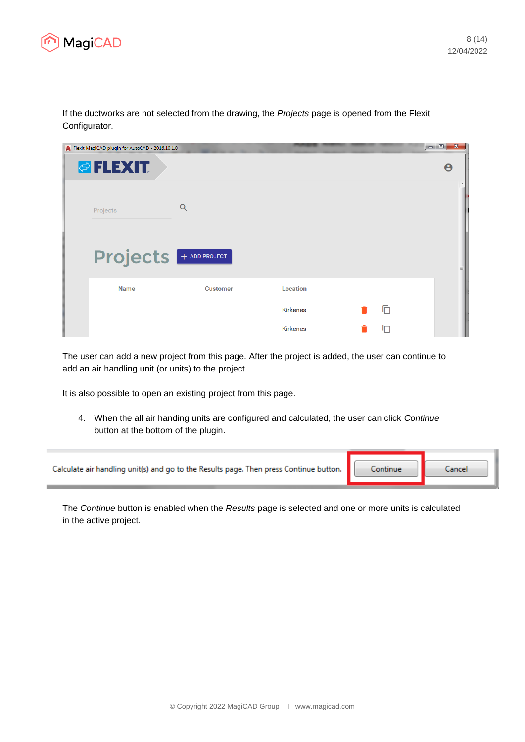If the ductworks are not selected from the drawing, the *Projects* page is opened from the Flexit Configurator.

The user can add a new project from this page. After the project is added, the user can continue to add an air handling unit (or units) to the project.

It is also possible to open an existing project from this page.

4. When the all air handing units are configured and calculated, the user can click *Continue* button at the bottom of the plugin.

The *Continue* button is enabled when the *Results* page is selected and one or more units is calculated in the active project.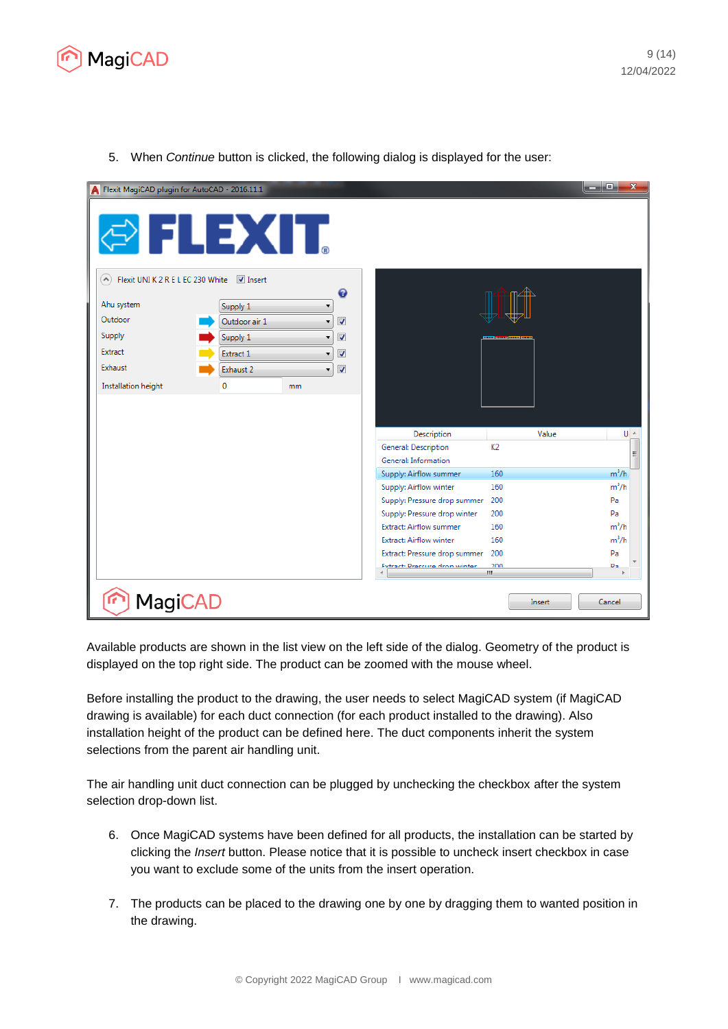5. When *Continue* button is clicked, the following dialog is displayed for the user:

Available products are shown in the list view on the left side of the dialog. Geometry of the product is displayed on the top right side. The product can be zoomed with the mouse wheel.

Before installing the product to the drawing, the user needs to select MagiCAD system (if MagiCAD drawing is available) for each duct connection (for each product installed to the drawing). Also installation height of the product can be defined here. The duct components inherit the system selections from the parent air handling unit.

The air handling unit duct connection can be plugged by unchecking the checkbox after the system selection drop-down list.

6. Once MagiCAD systems have been defined for all products, the installation can be started by clicking the *Insert* button. Please notice that it is possible to uncheck insert checkbox in case you want to exclude some of the units from the insert operation.

7. The products can be placed to the drawing one by one by dragging them to wanted position in the drawing.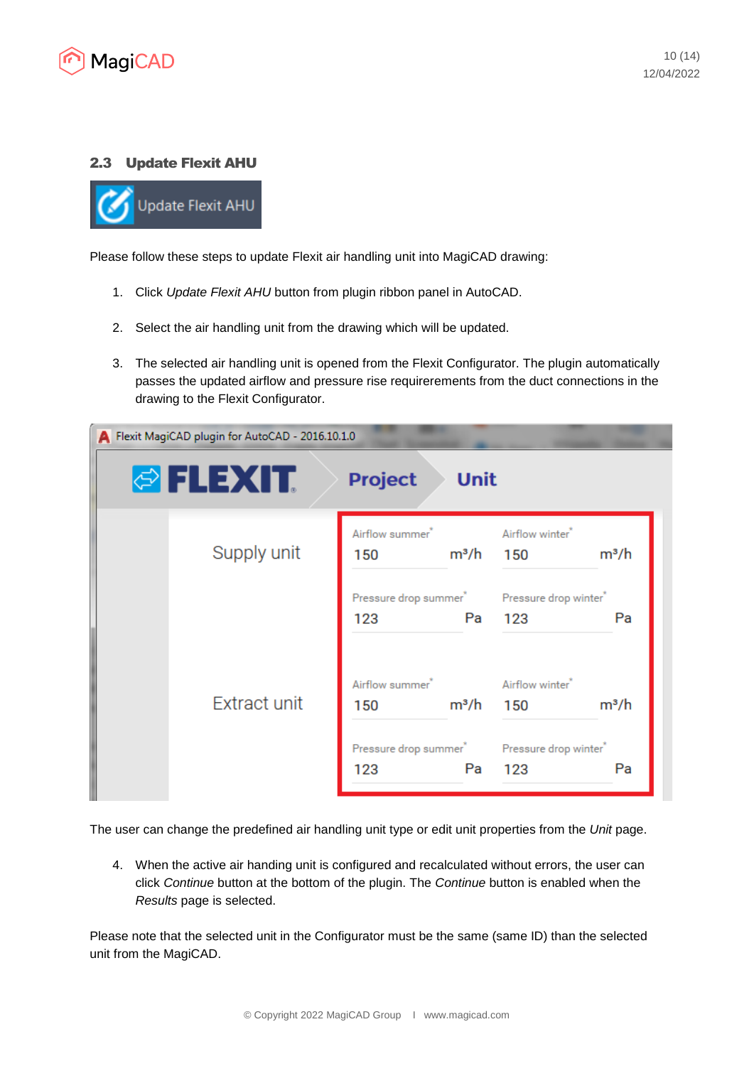## 2.3 Update Flexit AHU

Please follow these steps to update Flexit air handling unit into MagiCAD drawing:

1. Click *Update Flexit AHU* button from plugin ribbon panel in AutoCAD.
2. Select the air handling unit from the drawing which will be updated.
3. The selected air handling unit is opened from the Flexit Configurator. The plugin automatically passes the updated airflow and pressure rise requireremeents from the duct connections in the drawing to the Flexit Configurator.

The user can change the predefined air handling unit type or edit unit properties from the *Unit* page.

4. When the active air handing unit is configured and recalculated without errors, the user can click *Continue* button at the bottom of the plugin. The *Continue* button is enabled when the *Results* page is selected.

Please note that the selected unit in the Configurator must be the same (same ID) than the selected unit from the MagiCAD.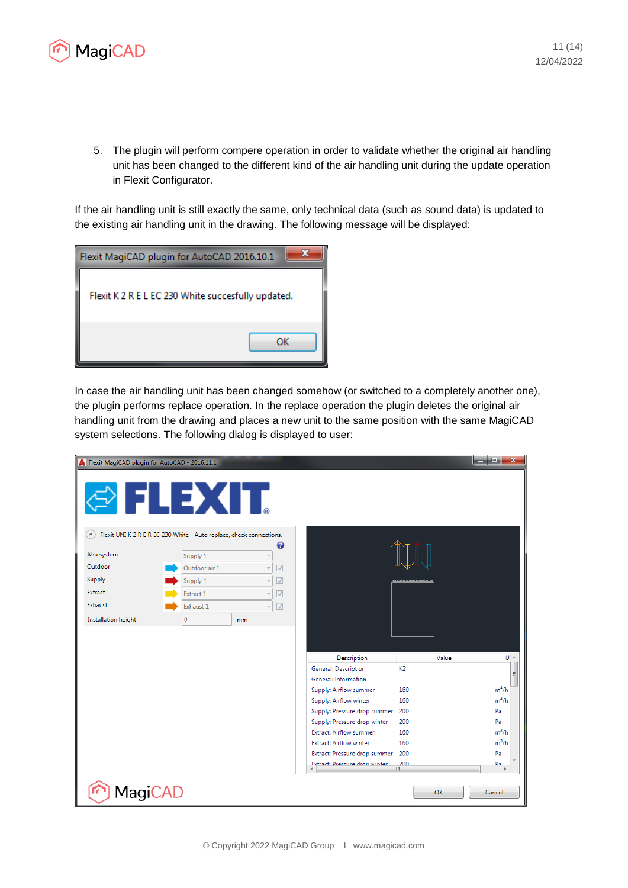5. The plugin will perform compere operation in order to validate whether the original air handling unit has been changed to the different kind of the air handling unit during the update operation in Flexit Configurator.

If the air handling unit is still exactly the same, only technical data (such as sound data) is updated to the existing air handling unit in the drawing. The following message will be displayed:

In case the air handling unit has been changed somehow (or switched to a completely another one), the plugin performs replace operation. In the replace operation the plugin deletes the original air handling unit from the drawing and places a new unit to the same position with the same MagiCAD system selections. The following dialog is displayed to user: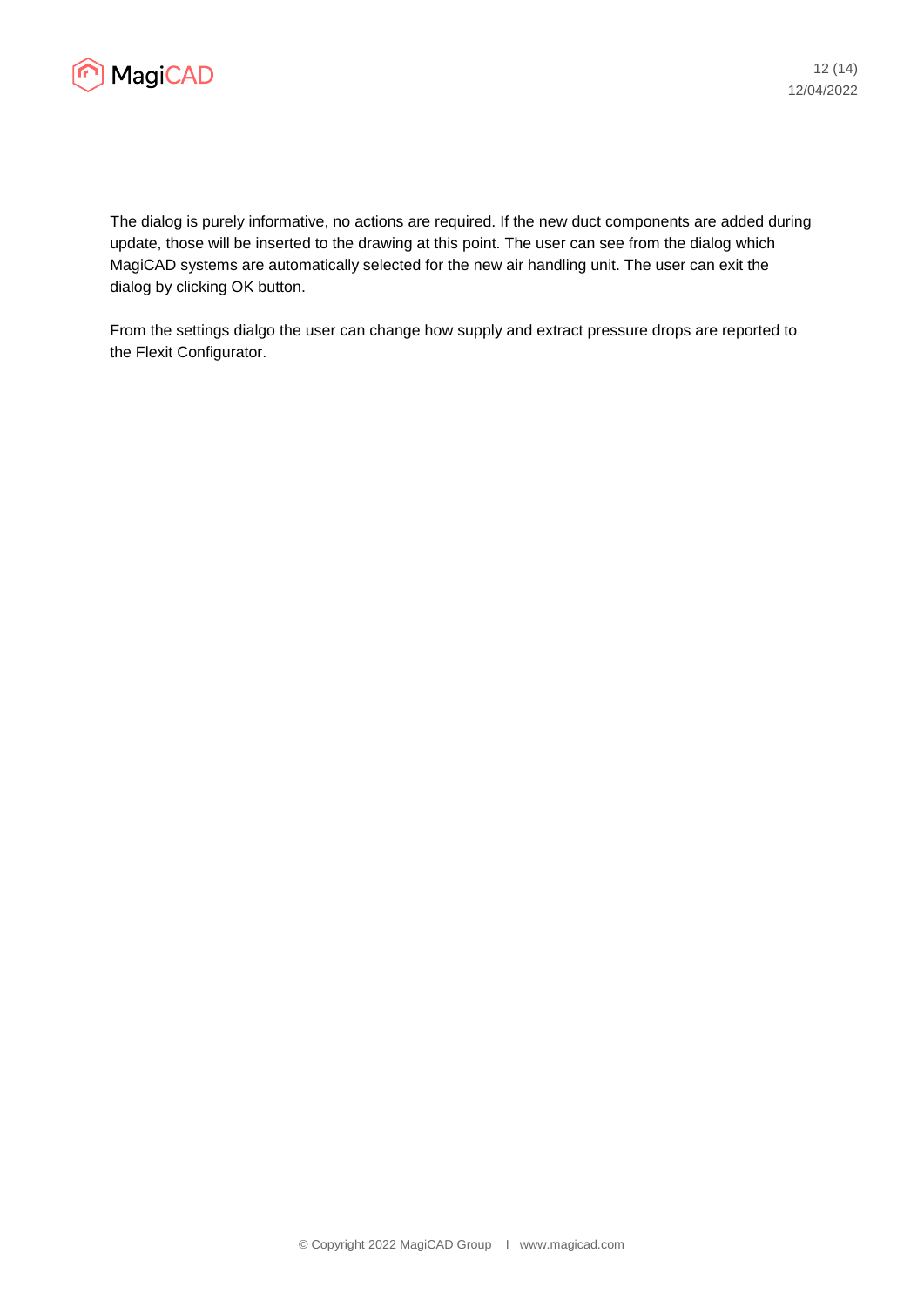The dialog is purely informative, no actions are required. If the new duct components are added during update, those will be inserted to the drawing at this point. The user can see from the dialog which MagiCAD systems are automatically selected for the new air handling unit. The user can exit the dialog by clicking OK button.

From the settings dialgo the user can change how supply and extract pressure drops are reported to the Flexit Configurator.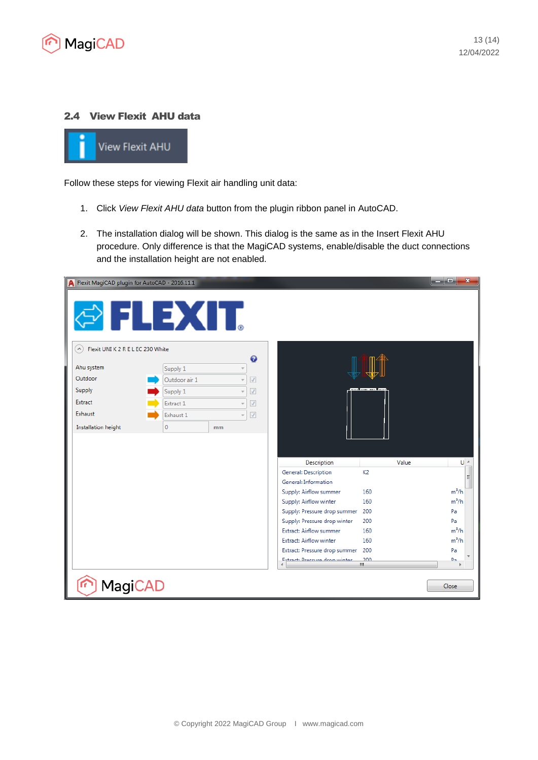## 2.4 View Flexit AHU data

Follow these steps for viewing Flexit air handling unit data:

1. Click *View Flexit AHU data* button from the plugin ribbon panel in AutoCAD.
2. The installation dialog will be shown. This dialog is the same as in the Insert Flexit AHU procedure. Only difference is that the MagiCAD systems, enable/disable the duct connections and the installation height are not enabled.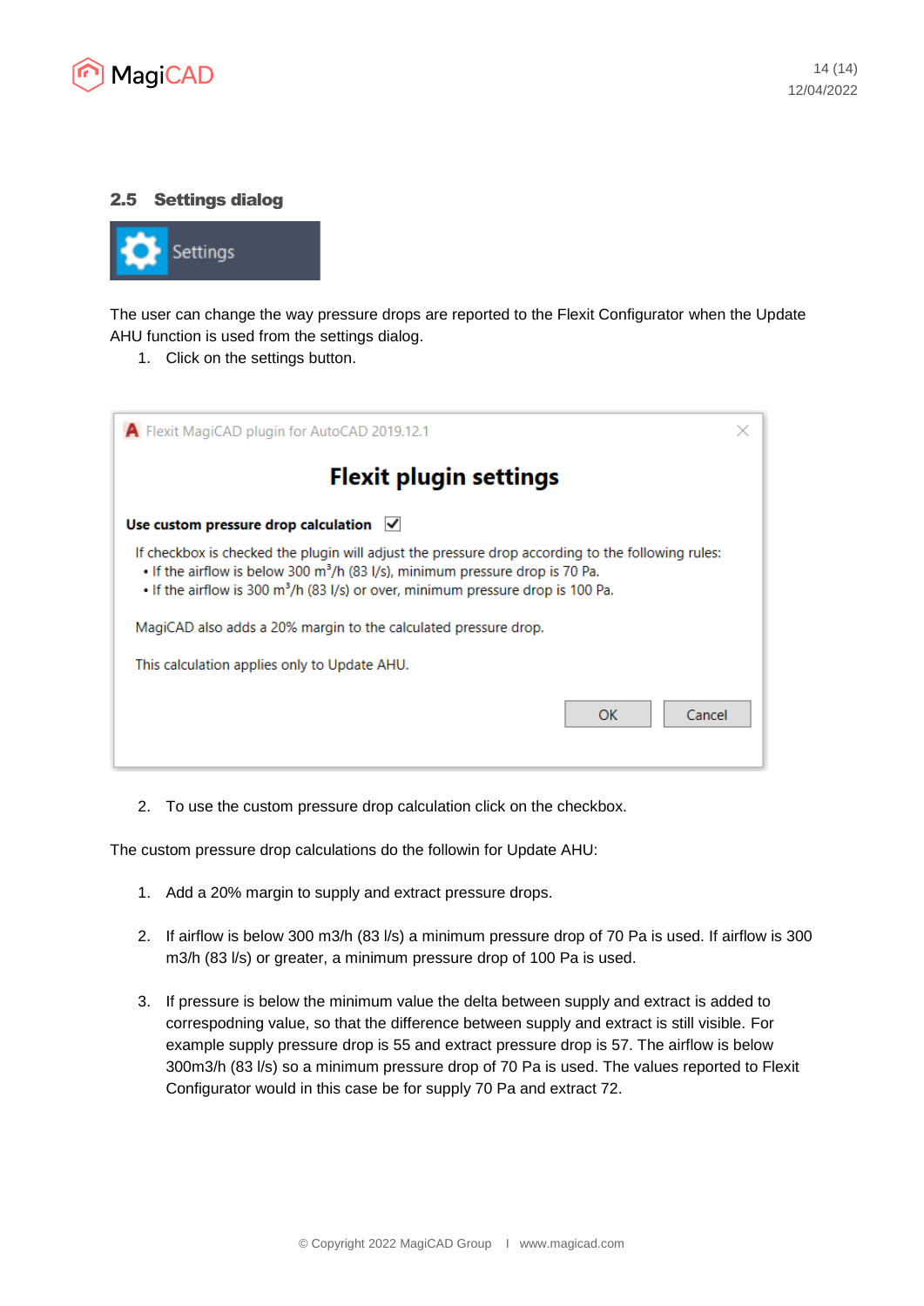## 2.5 Settings dialog

Settings

The user can change the way pressure drops are reported to the Flexit Configurator when the Update AHU function is used from the settings dialog.

1. Click on the settings button.

Flexit MagiCAD plugin for AutoCAD 2019.12.1

**Flexit plugin settings**

**Use custom pressure drop calculation** ☑

If checkbox is checked the plugin will adjust the pressure drop according to the following rules:
• If the airflow is below 300 m³/h (83 l/s), minimum pressure drop is 70 Pa.
• If the airflow is 300 m³/h (83 l/s) or over, minimum pressure drop is 100 Pa.

MagiCAD also adds a 20% margin to the calculated pressure drop.

This calculation applies only to Update AHU.

OK Cancel

2. To use the custom pressure drop calculation click on the checkbox.

The custom pressure drop calculations do the followin for Update AHU:

1. Add a 20% margin to supply and extract pressure drops.

2. If airflow is below 300 m3/h (83 l/s) a minimum pressure drop of 70 Pa is used. If airflow is 300 m3/h (83 l/s) or greater, a minimum pressure drop of 100 Pa is used.

3. If pressure is below the minimum value the delta between supply and extract is added to correspodning value, so that the difference between supply and extract is still visible. For example supply pressure drop is 55 and extract pressure drop is 57. The airflow is below 300m3/h (83 l/s) so a minimum pressure drop of 70 Pa is used. The values reported to Flexit Configurator would in this case be for supply 70 Pa and extract 72.